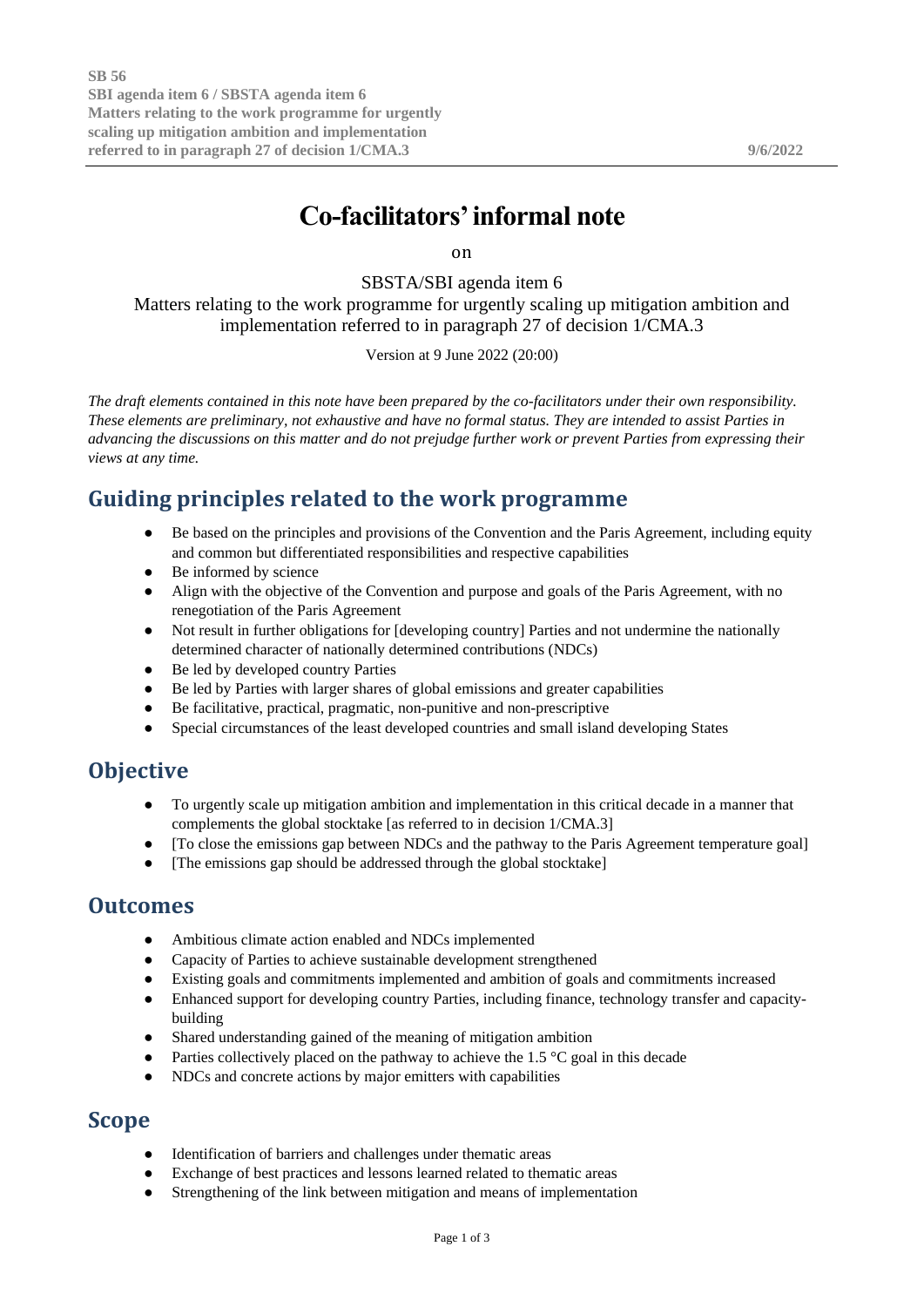SB 56
SBI agenda item 6 / SBSTA agenda item 6
Matters relating to the work programme for urgently scaling up mitigation ambition and implementation referred to in paragraph 27 of decision 1/CMA.3

9/6/2022

# Co-facilitators' informal note

on

SBSTA/SBI agenda item 6

Matters relating to the work programme for urgently scaling up mitigation ambition and implementation referred to in paragraph 27 of decision 1/CMA.3

Version at 9 June 2022 (20:00)

*The draft elements contained in this note have been prepared by the co-facilitators under their own responsibility. These elements are preliminary, not exhaustive and have no formal status. They are intended to assist Parties in advancing the discussions on this matter and do not prejudge further work or prevent Parties from expressing their views at any time.*

## Guiding principles related to the work programme

- Be based on the principles and provisions of the Convention and the Paris Agreement, including equity and common but differentiated responsibilities and respective capabilities
- Be informed by science
- Align with the objective of the Convention and purpose and goals of the Paris Agreement, with no renegotiation of the Paris Agreement
- Not result in further obligations for [developing country] Parties and not undermine the nationally determined character of nationally determined contributions (NDCs)
- Be led by developed country Parties
- Be led by Parties with larger shares of global emissions and greater capabilities
- Be facilitative, practical, pragmatic, non-punitive and non-prescriptive
- Special circumstances of the least developed countries and small island developing States

## Objective

- To urgently scale up mitigation ambition and implementation in this critical decade in a manner that complements the global stocktake [as referred to in decision 1/CMA.3]
- [To close the emissions gap between NDCs and the pathway to the Paris Agreement temperature goal]
- [The emissions gap should be addressed through the global stocktake]

## Outcomes

- Ambitious climate action enabled and NDCs implemented
- Capacity of Parties to achieve sustainable development strengthened
- Existing goals and commitments implemented and ambition of goals and commitments increased
- Enhanced support for developing country Parties, including finance, technology transfer and capacity-building
- Shared understanding gained of the meaning of mitigation ambition
- Parties collectively placed on the pathway to achieve the 1.5 °C goal in this decade
- NDCs and concrete actions by major emitters with capabilities

## Scope

- Identification of barriers and challenges under thematic areas
- Exchange of best practices and lessons learned related to thematic areas
- Strengthening of the link between mitigation and means of implementation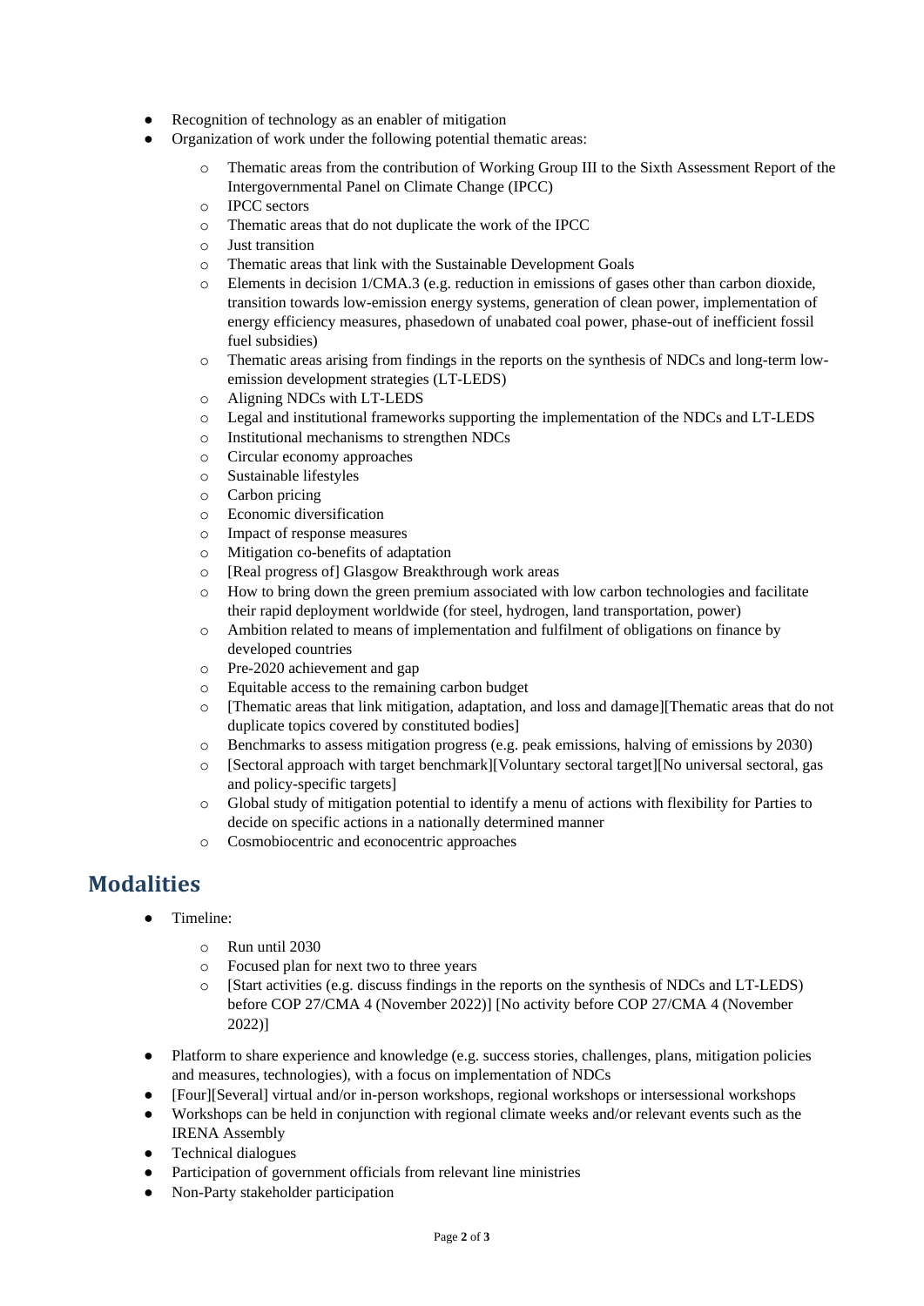- Recognition of technology as an enabler of mitigation
- Organization of work under the following potential thematic areas:
    - Thematic areas from the contribution of Working Group III to the Sixth Assessment Report of the Intergovernmental Panel on Climate Change (IPCC)
    - IPCC sectors
    - Thematic areas that do not duplicate the work of the IPCC
    - Just transition
    - Thematic areas that link with the Sustainable Development Goals
    - Elements in decision 1/CMA.3 (e.g. reduction in emissions of gases other than carbon dioxide, transition towards low-emission energy systems, generation of clean power, implementation of energy efficiency measures, phasedown of unabated coal power, phase-out of inefficient fossil fuel subsidies)
    - Thematic areas arising from findings in the reports on the synthesis of NDCs and long-term low-emission development strategies (LT-LEDS)
    - Aligning NDCs with LT-LEDS
    - Legal and institutional frameworks supporting the implementation of the NDCs and LT-LEDS
    - Institutional mechanisms to strengthen NDCs
    - Circular economy approaches
    - Sustainable lifestyles
    - Carbon pricing
    - Economic diversification
    - Impact of response measures
    - Mitigation co-benefits of adaptation
    - [Real progress of] Glasgow Breakthrough work areas
    - How to bring down the green premium associated with low carbon technologies and facilitate their rapid deployment worldwide (for steel, hydrogen, land transportation, power)
    - Ambition related to means of implementation and fulfilment of obligations on finance by developed countries
    - Pre-2020 achievement and gap
    - Equitable access to the remaining carbon budget
    - [Thematic areas that link mitigation, adaptation, and loss and damage][Thematic areas that do not duplicate topics covered by constituted bodies]
    - Benchmarks to assess mitigation progress (e.g. peak emissions, halving of emissions by 2030)
    - [Sectoral approach with target benchmark][Voluntary sectoral target][No universal sectoral, gas and policy-specific targets]
    - Global study of mitigation potential to identify a menu of actions with flexibility for Parties to decide on specific actions in a nationally determined manner
    - Cosmobiocentric and econocentric approaches

## Modalities

- Timeline:
    - Run until 2030
    - Focused plan for next two to three years
    - [Start activities (e.g. discuss findings in the reports on the synthesis of NDCs and LT-LEDS) before COP 27/CMA 4 (November 2022)] [No activity before COP 27/CMA 4 (November 2022)]
- Platform to share experience and knowledge (e.g. success stories, challenges, plans, mitigation policies and measures, technologies), with a focus on implementation of NDCs
- [Four][Several] virtual and/or in-person workshops, regional workshops or intersessional workshops
- Workshops can be held in conjunction with regional climate weeks and/or relevant events such as the IRENA Assembly
- Technical dialogues
- Participation of government officials from relevant line ministries
- Non-Party stakeholder participation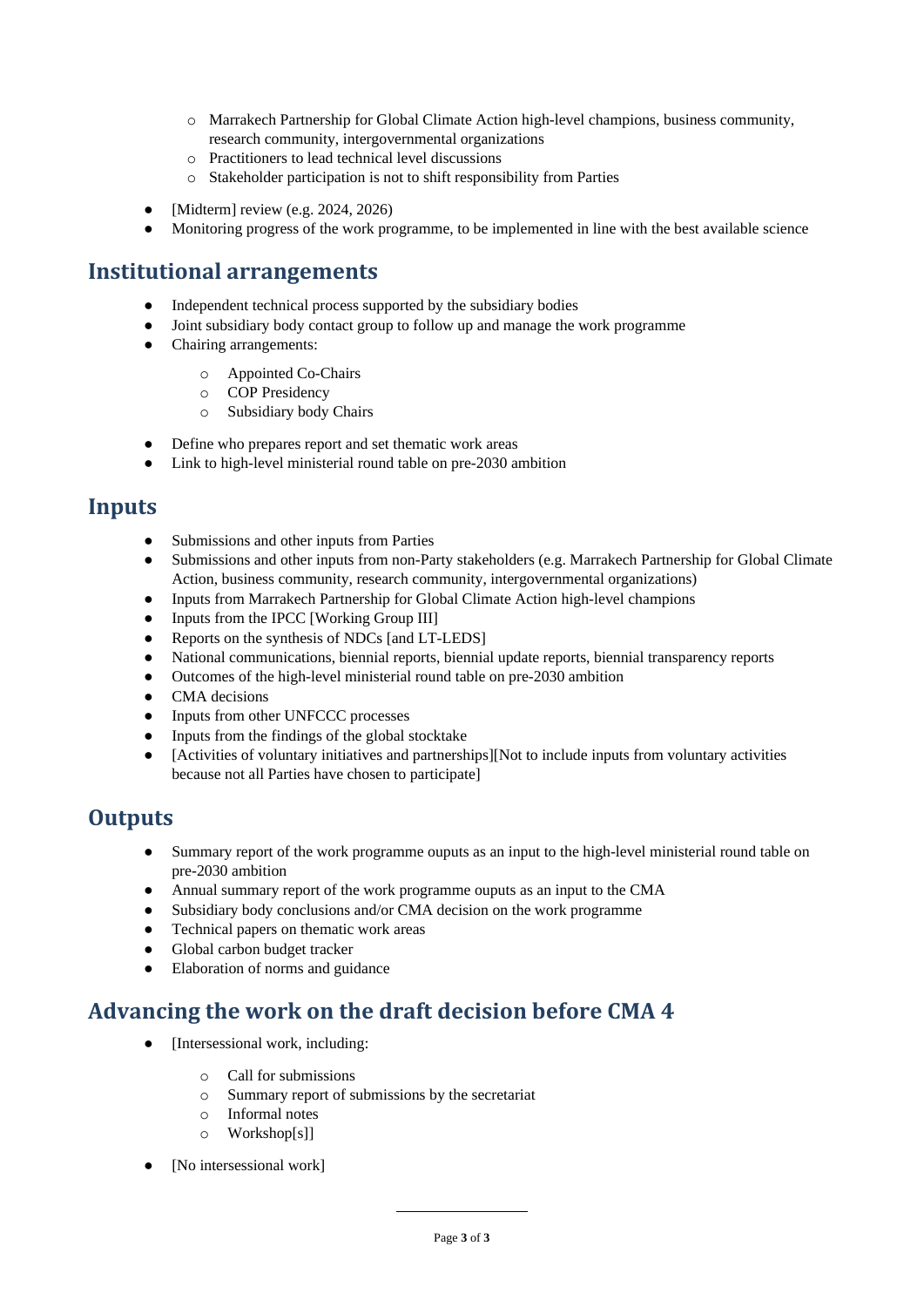- Marrakech Partnership for Global Climate Action high-level champions, business community, research community, intergovernmental organizations
    - Practitioners to lead technical level discussions
    - Stakeholder participation is not to shift responsibility from Parties

- [Midterm] review (e.g. 2024, 2026)
- Monitoring progress of the work programme, to be implemented in line with the best available science

## Institutional arrangements

- Independent technical process supported by the subsidiary bodies
- Joint subsidiary body contact group to follow up and manage the work programme
- Chairing arrangements:
    - Appointed Co-Chairs
    - COP Presidency
    - Subsidiary body Chairs
- Define who prepares report and set thematic work areas
- Link to high-level ministerial round table on pre-2030 ambition

## Inputs

- Submissions and other inputs from Parties
- Submissions and other inputs from non-Party stakeholders (e.g. Marrakech Partnership for Global Climate Action, business community, research community, intergovernmental organizations)
- Inputs from Marrakech Partnership for Global Climate Action high-level champions
- Inputs from the IPCC [Working Group III]
- Reports on the synthesis of NDCs [and LT-LEDS]
- National communications, biennial reports, biennial update reports, biennial transparency reports
- Outcomes of the high-level ministerial round table on pre-2030 ambition
- CMA decisions
- Inputs from other UNFCCC processes
- Inputs from the findings of the global stocktake
- [Activities of voluntary initiatives and partnerships][Not to include inputs from voluntary activities because not all Parties have chosen to participate]

## Outputs

- Summary report of the work programme ouputs as an input to the high-level ministerial round table on pre-2030 ambition
- Annual summary report of the work programme ouputs as an input to the CMA
- Subsidiary body conclusions and/or CMA decision on the work programme
- Technical papers on thematic work areas
- Global carbon budget tracker
- Elaboration of norms and guidance

## Advancing the work on the draft decision before CMA 4

- [Intersessional work, including:
    - Call for submissions
    - Summary report of submissions by the secretariat
    - Informal notes
    - Workshop[s]]
- [No intersessional work]